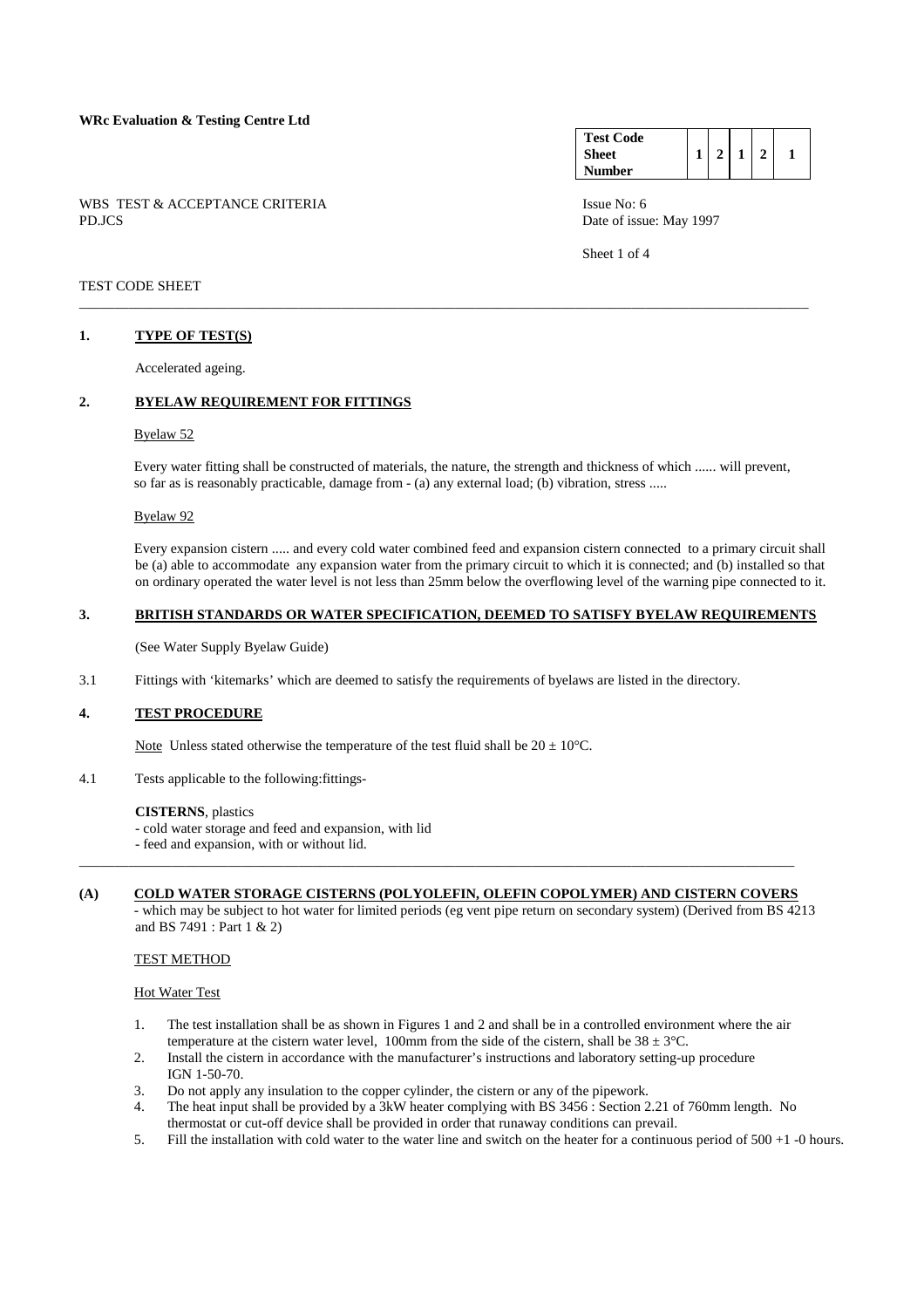**WRc Evaluation & Testing Centre Ltd**

| Test Code Sheet Number | 1 | 2 | 1 | 2 | 1 |
|---|---|---|---|---|---|

WBS TEST & ACCEPTANCE CRITERIA
PD.JCS

Issue No: 6
Date of issue: May 1997

Sheet 1 of 4

TEST CODE SHEET

---

## 1. TYPE OF TEST(S)

Accelerated ageing.

## 2. BYELAW REQUIREMENT FOR FITTINGS

Byelaw 52

Every water fitting shall be constructed of materials, the nature, the strength and thickness of which ...... will prevent, so far as is reasonably practicable, damage from - (a) any external load; (b) vibration, stress .....

Byelaw 92

Every expansion cistern ..... and every cold water combined feed and expansion cistern connected to a primary circuit shall be (a) able to accommodate any expansion water from the primary circuit to which it is connected; and (b) installed so that on ordinary operated the water level is not less than 25mm below the overflowing level of the warning pipe connected to it.

## 3. BRITISH STANDARDS OR WATER SPECIFICATION, DEEMED TO SATISFY BYELAW REQUIREMENTS

(See Water Supply Byelaw Guide)

3.1 Fittings with 'kitemarks' which are deemed to satisfy the requirements of byelaws are listed in the directory.

## 4. TEST PROCEDURE

Note Unless stated otherwise the temperature of the test fluid shall be $20 \pm 10$°C.

4.1 Tests applicable to the following:fittings-

**CISTERNS**, plastics
- cold water storage and feed and expansion, with lid
- feed and expansion, with or without lid.

---

### (A) COLD WATER STORAGE CISTERNS (POLYOLEFIN, OLEFIN COPOLYMER) AND CISTERN COVERS

- which may be subject to hot water for limited periods (eg vent pipe return on secondary system) (Derived from BS 4213 and BS 7491 : Part 1 & 2)

TEST METHOD

Hot Water Test

1. The test installation shall be as shown in Figures 1 and 2 and shall be in a controlled environment where the air temperature at the cistern water level, 100mm from the side of the cistern, shall be $38 \pm 3$°C.
2. Install the cistern in accordance with the manufacturer's instructions and laboratory setting-up procedure IGN 1-50-70.
3. Do not apply any insulation to the copper cylinder, the cistern or any of the pipework.
4. The heat input shall be provided by a 3kW heater complying with BS 3456 : Section 2.21 of 760mm length. No thermostat or cut-off device shall be provided in order that runaway conditions can prevail.
5. Fill the installation with cold water to the water line and switch on the heater for a continuous period of 500 +1 -0 hours.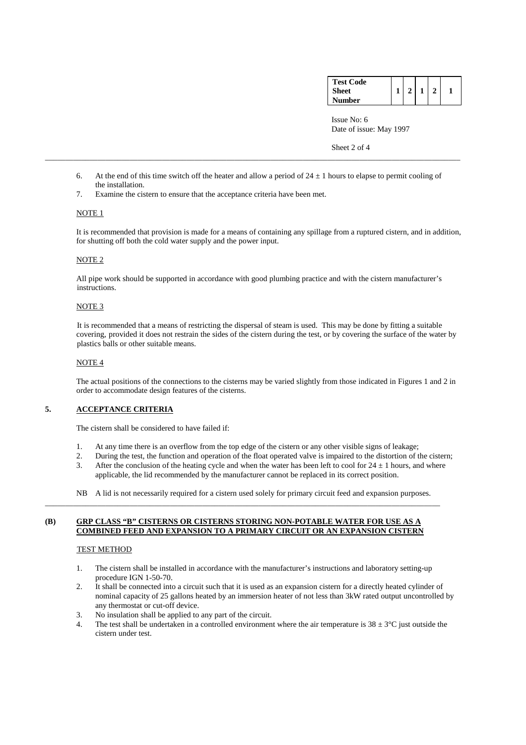6. At the end of this time switch off the heater and allow a period of $24 \pm 1$ hours to elapse to permit cooling of the installation.
7. Examine the cistern to ensure that the acceptance criteria have been met.

NOTE 1

It is recommended that provision is made for a means of containing any spillage from a ruptured cistern, and in addition, for shutting off both the cold water supply and the power input.

NOTE 2

All pipe work should be supported in accordance with good plumbing practice and with the cistern manufacturer's instructions.

NOTE 3

It is recommended that a means of restricting the dispersal of steam is used. This may be done by fitting a suitable covering, provided it does not restrain the sides of the cistern during the test, or by covering the surface of the water by plastics balls or other suitable means.

NOTE 4

The actual positions of the connections to the cisterns may be varied slightly from those indicated in Figures 1 and 2 in order to accommodate design features of the cisterns.

## 5. ACCEPTANCE CRITERIA

The cistern shall be considered to have failed if:

1. At any time there is an overflow from the top edge of the cistern or any other visible signs of leakage;
2. During the test, the function and operation of the float operated valve is impaired to the distortion of the cistern;
3. After the conclusion of the heating cycle and when the water has been left to cool for $24 \pm 1$ hours, and where applicable, the lid recommended by the manufacturer cannot be replaced in its correct position.

NB A lid is not necessarily required for a cistern used solely for primary circuit feed and expansion purposes.

---

## (B) GRP CLASS "B" CISTERNS OR CISTERNS STORING NON-POTABLE WATER FOR USE AS A COMBINED FEED AND EXPANSION TO A PRIMARY CIRCUIT OR AN EXPANSION CISTERN

TEST METHOD

1. The cistern shall be installed in accordance with the manufacturer's instructions and laboratory setting-up procedure IGN 1-50-70.
2. It shall be connected into a circuit such that it is used as an expansion cistern for a directly heated cylinder of nominal capacity of 25 gallons heated by an immersion heater of not less than 3kW rated output uncontrolled by any thermostat or cut-off device.
3. No insulation shall be applied to any part of the circuit.
4. The test shall be undertaken in a controlled environment where the air temperature is $38 \pm 3$°C just outside the cistern under test.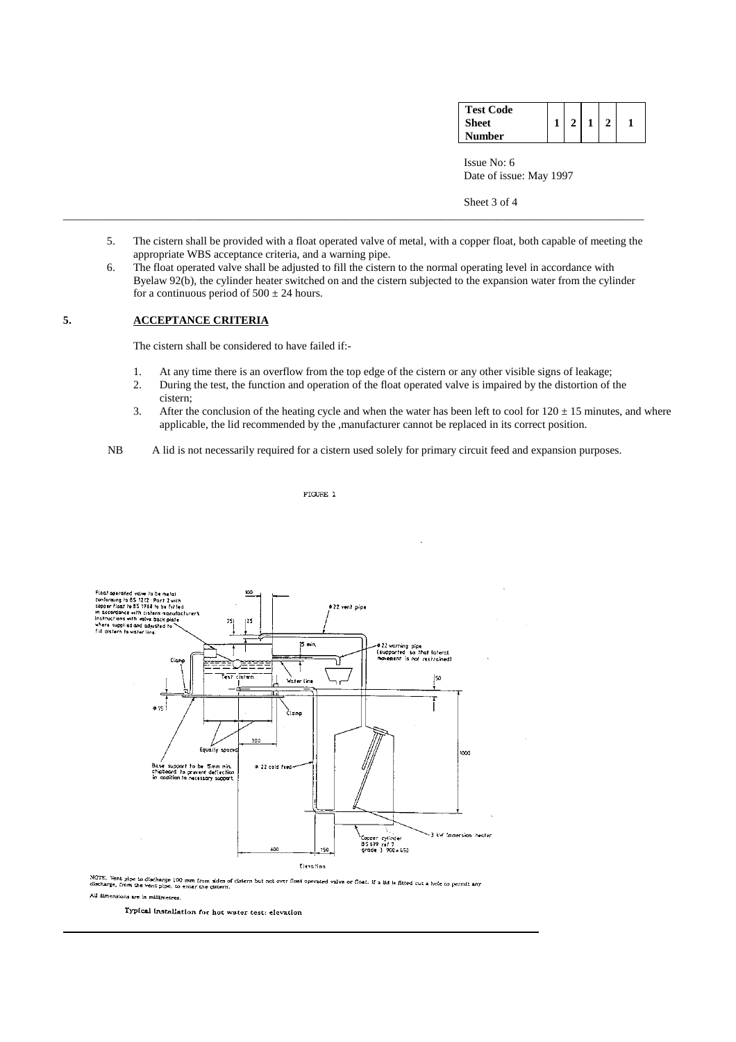5. The cistern shall be provided with a float operated valve of metal, with a copper float, both capable of meeting the appropriate WBS acceptance criteria, and a warning pipe.
6. The float operated valve shall be adjusted to fill the cistern to the normal operating level in accordance with Byelaw 92(b), the cylinder heater switched on and the cistern subjected to the expansion water from the cylinder for a continuous period of $500 \pm 24$ hours.

## 5. ACCEPTANCE CRITERIA

The cistern shall be considered to have failed if:-

1. At any time there is an overflow from the top edge of the cistern or any other visible signs of leakage;
2. During the test, the function and operation of the float operated valve is impaired by the distortion of the cistern;
3. After the conclusion of the heating cycle and when the water has been left to cool for $120 \pm 15$ minutes, and where applicable, the lid recommended by the ,manufacturer cannot be replaced in its correct position.

NB A lid is not necessarily required for a cistern used solely for primary circuit feed and expansion purposes.

FIGURE 1

NOTE. Vent pipe to discharge 100 mm from sides of cistern but not over float operated valve or float. If a lid is fitted cut a hole to permit any discharge, from the vent pipe, to enter the cistern.

All dimensions are in millimetres.

Typical installation for hot water test: elevation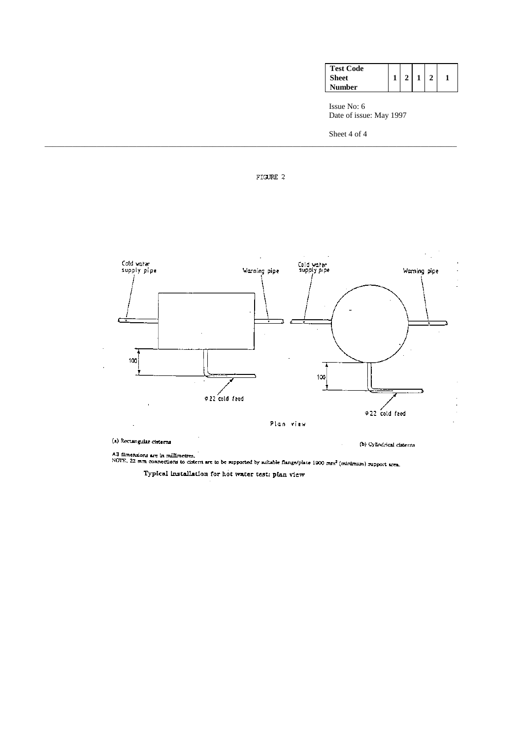| Test Code Sheet Number | 1 | 2 | 1 | 2 | 1 |
|---|---|---|---|---|---|

Issue No: 6
Date of issue: May 1997

FIGURE 2

Cold water supply pipe

Warning pipe

100

Φ22 cold feed

Cold water supply pipe

Warning pipe

100

Φ22 cold feed

Plan view

(a) Rectangular cisterns

(b) Cylindrical cisterns

All dimensions are in millimetres.
NOTE. 22 mm connections to cistern are to be supported by suitable flange/plate 1900 mm$^2$ (minimum) support area.

Typical installation for hot water test: plan view